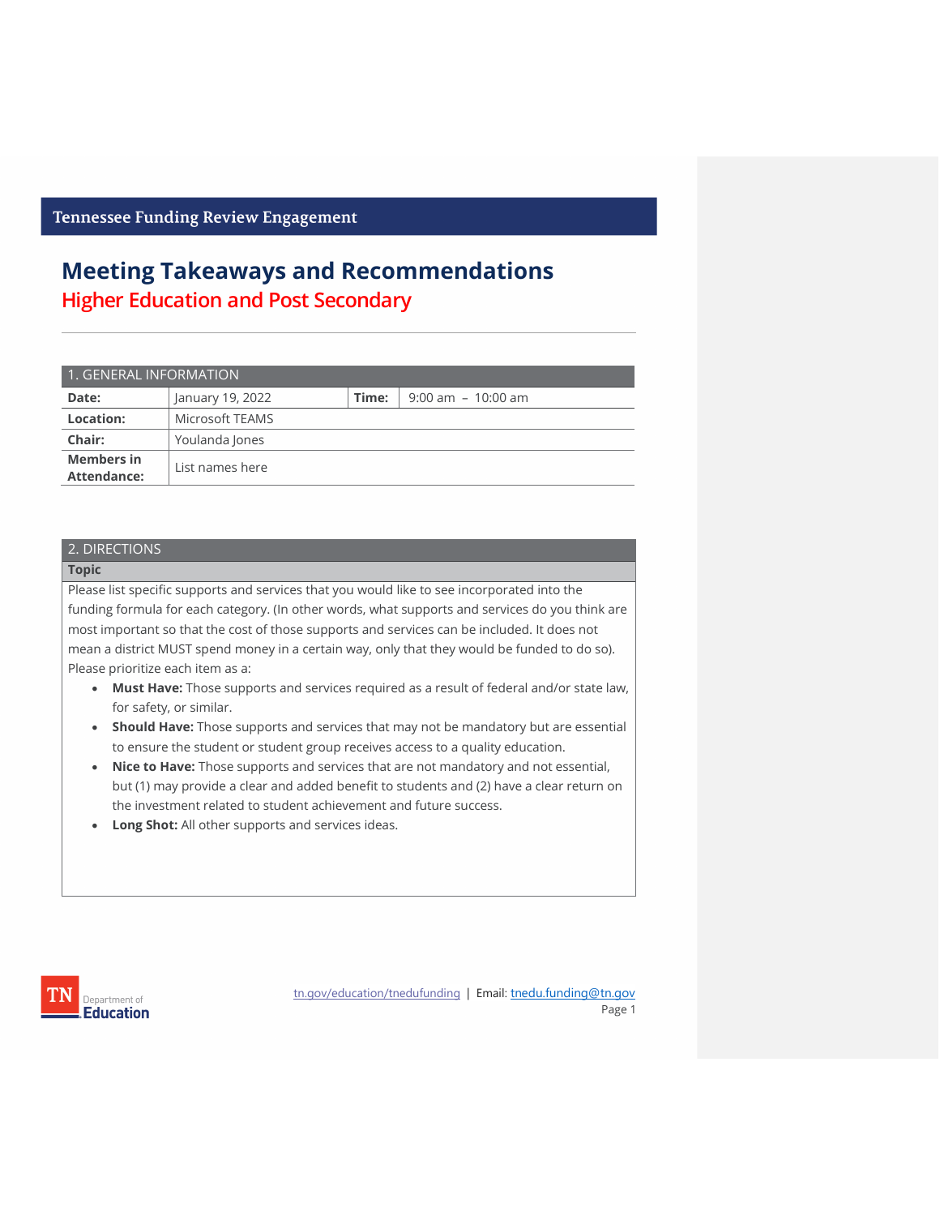Tennessee Funding Review Engagement

# Meeting Takeaways and Recommendations

## Higher Education and Post Secondary

| 1. GENERAL INFORMATION | | | |
|---|---|---|---|
| **Date:** | January 19, 2022 | **Time:** | 9:00 am – 10:00 am |
| **Location:** | Microsoft TEAMS | | |
| **Chair:** | Youlanda Jones | | |
| **Members in Attendance:** | List names here | | |

| 2. DIRECTIONS |
|---|
| **Topic** |

Please list specific supports and services that you would like to see incorporated into the funding formula for each category. (In other words, what supports and services do you think are most important so that the cost of those supports and services can be included. It does not mean a district MUST spend money in a certain way, only that they would be funded to do so).

Please prioritize each item as a:

- **Must Have:** Those supports and services required as a result of federal and/or state law, for safety, or similar.
- **Should Have:** Those supports and services that may not be mandatory but are essential to ensure the student or student group receives access to a quality education.
- **Nice to Have:** Those supports and services that are not mandatory and not essential, but (1) may provide a clear and added benefit to students and (2) have a clear return on the investment related to student achievement and future success.
- **Long Shot:** All other supports and services ideas.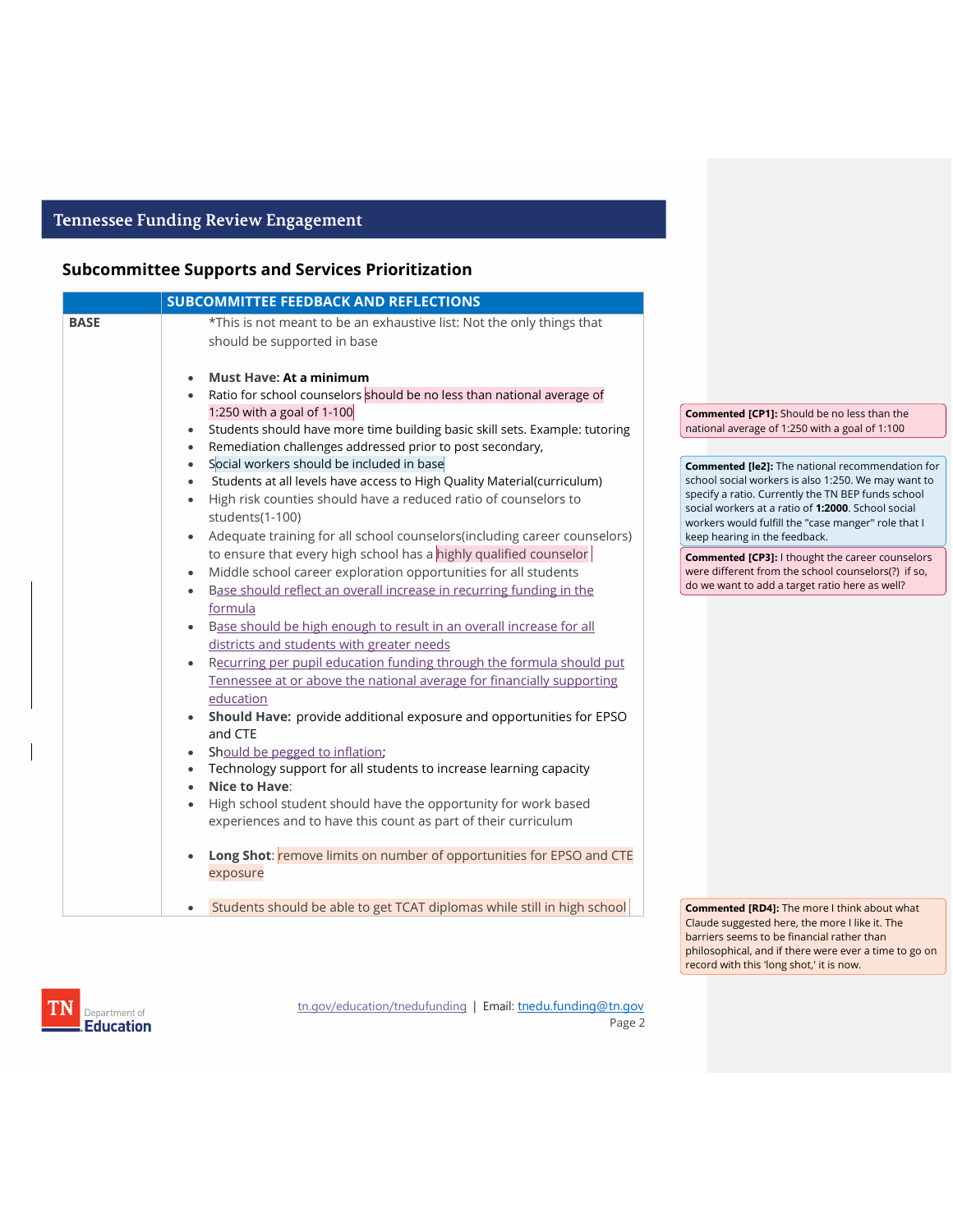## Subcommittee Supports and Services Prioritization

| | SUBCOMMITTEE FEEDBACK AND REFLECTIONS |
|---|---|
| **BASE** | *This is not meant to be an exhaustive list: Not the only things that should be supported in base<br><br>• **Must Have: At a minimum**<br>• Ratio for school counselors should be no less than national average of 1:250 with a goal of 1-100<br>• Students should have more time building basic skill sets. Example: tutoring<br>• Remediation challenges addressed prior to post secondary,<br>• Social workers should be included in base<br>• Students at all levels have access to High Quality Material(curriculum)<br>• High risk counties should have a reduced ratio of counselors to students(1-100)<br>• Adequate training for all school counselors(including career counselors) to ensure that every high school has a highly qualified counselor<br>• Middle school career exploration opportunities for all students<br>• Base should reflect an overall increase in recurring funding in the formula<br>• Base should be high enough to result in an overall increase for all districts and students with greater needs<br>• Recurring per pupil education funding through the formula should put Tennessee at or above the national average for financially supporting education<br>• **Should Have:** provide additional exposure and opportunities for EPSO and CTE<br>• Should be pegged to inflation;<br>• Technology support for all students to increase learning capacity<br>• **Nice to Have**:<br>• High school student should have the opportunity for work based experiences and to have this count as part of their curriculum<br><br>• **Long Shot**: remove limits on number of opportunities for EPSO and CTE exposure<br><br>• Students should be able to get TCAT diplomas while still in high school |

**Commented [CP1]:** Should be no less than the national average of 1:250 with a goal of 1:100

**Commented [le2]:** The national recommendation for school social workers is also 1:250. We may want to specify a ratio. Currently the TN BEP funds school social workers at a ratio of **1:2000**. School social workers would fulfill the "case manger" role that I keep hearing in the feedback.

**Commented [CP3]:** I thought the career counselors were different from the school counselors(?) if so, do we want to add a target ratio here as well?

**Commented [RD4]:** The more I think about what Claude suggested here, the more I like it. The barriers seems to be financial rather than philosophical, and if there were ever a time to go on record with this 'long shot,' it is now.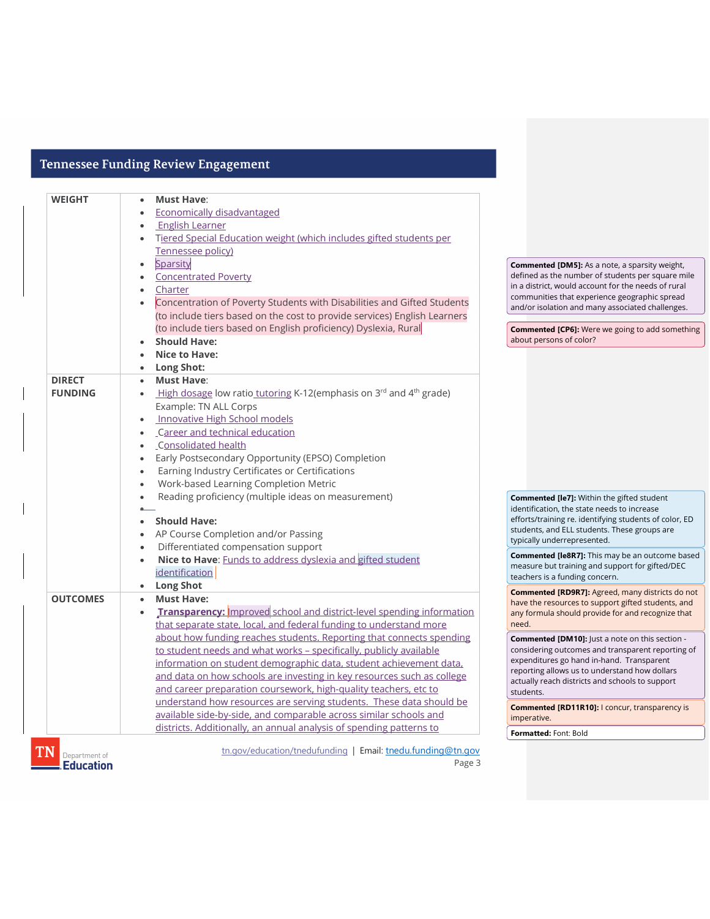| | |
|---|---|
| **WEIGHT** | • **Must Have**:<br>• Economically disadvantaged<br>• English Learner<br>• Tiered Special Education weight (which includes gifted students per Tennessee policy)<br>• Sparsity<br>• Concentrated Poverty<br>• Charter<br>• Concentration of Poverty Students with Disabilities and Gifted Students (to include tiers based on the cost to provide services) English Learners (to include tiers based on English proficiency) Dyslexia, Rural<br>• **Should Have:**<br>• **Nice to Have:**<br>• **Long Shot:** |
| **DIRECT FUNDING** | • **Must Have**:<br>• High dosage low ratio tutoring K-12(emphasis on 3rd and 4th grade) Example: TN ALL Corps<br>• Innovative High School models<br>• Career and technical education<br>• Consolidated health<br>• Early Postsecondary Opportunity (EPSO) Completion<br>• Earning Industry Certificates or Certifications<br>• Work-based Learning Completion Metric<br>• Reading proficiency (multiple ideas on measurement)<br>• **Should Have:**<br>• AP Course Completion and/or Passing<br>• Differentiated compensation support<br>• **Nice to Have**: Funds to address dyslexia and gifted student identification<br>• **Long Shot** |
| **OUTCOMES** | • **Must Have:**<br>• **Transparency:** Improved school and district-level spending information that separate state, local, and federal funding to understand more about how funding reaches students. Reporting that connects spending to student needs and what works – specifically, publicly available information on student demographic data, student achievement data, and data on how schools are investing in key resources such as college and career preparation coursework, high-quality teachers, etc to understand how resources are serving students. These data should be available side-by-side, and comparable across similar schools and districts. Additionally, an annual analysis of spending patterns to |

**Commented [DM5]:** As a note, a sparsity weight, defined as the number of students per square mile in a district, would account for the needs of rural communities that experience geographic spread and/or isolation and many associated challenges.

**Commented [CP6]:** Were we going to add something about persons of color?

**Commented [le7]:** Within the gifted student identification, the state needs to increase efforts/training re. identifying students of color, ED students, and ELL students. These groups are typically underrepresented.

**Commented [le8R7]:** This may be an outcome based measure but training and support for gifted/DEC teachers is a funding concern.

**Commented [RD9R7]:** Agreed, many districts do not have the resources to support gifted students, and any formula should provide for and recognize that need.

**Commented [DM10]:** Just a note on this section - considering outcomes and transparent reporting of expenditures go hand in-hand. Transparent reporting allows us to understand how dollars actually reach districts and schools to support students.

**Commented [RD11R10]:** I concur, transparency is imperative.

**Formatted:** Font: Bold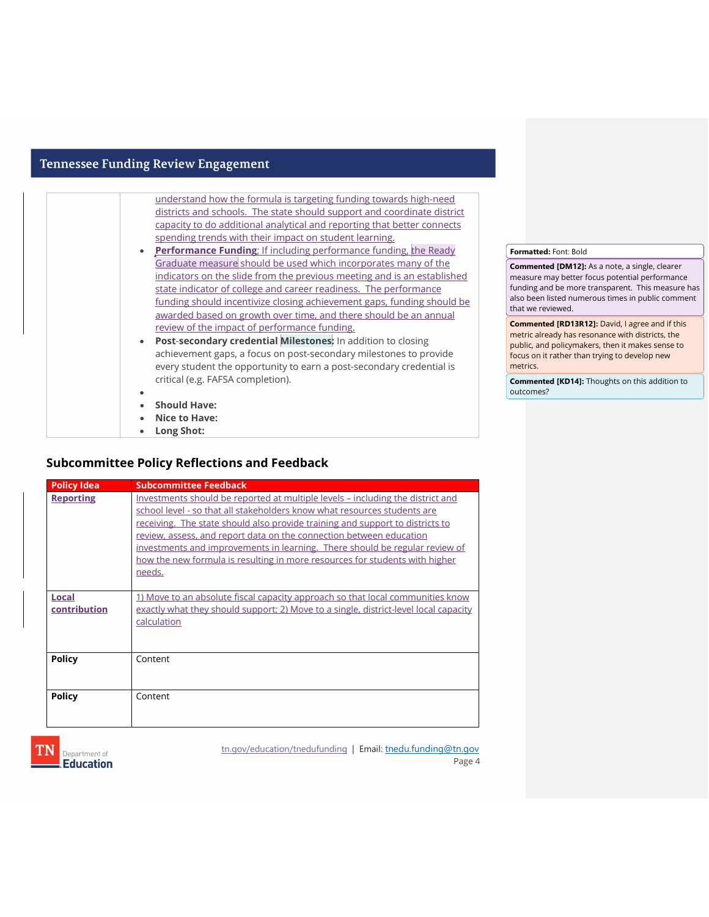| | understand how the formula is targeting funding towards high-need districts and schools. The state should support and coordinate district capacity to do additional analytical and reporting that better connects spending trends with their impact on student learning.<br>• **Performance Funding**: If including performance funding, the Ready Graduate measure should be used which incorporates many of the indicators on the slide from the previous meeting and is an established state indicator of college and career readiness. The performance funding should incentivize closing achievement gaps, funding should be awarded based on growth over time, and there should be an annual review of the impact of performance funding.<br>• **Post-secondary credential Milestones**: In addition to closing achievement gaps, a focus on post-secondary milestones to provide every student the opportunity to earn a post-secondary credential is critical (e.g. FAFSA completion).<br>•<br>• **Should Have:**<br>• **Nice to Have:**<br>• **Long Shot:** |
|---|---|

Formatted: Font: Bold

Commented [DM12]: As a note, a single, clearer measure may better focus potential performance funding and be more transparent. This measure has also been listed numerous times in public comment that we reviewed.

Commented [RD13R12]: David, I agree and if this metric already has resonance with districts, the public, and policymakers, then it makes sense to focus on it rather than trying to develop new metrics.

Commented [KD14]: Thoughts on this addition to outcomes?

## Subcommittee Policy Reflections and Feedback

| Policy Idea | Subcommittee Feedback |
|---|---|
| **Reporting** | Investments should be reported at multiple levels – including the district and school level - so that all stakeholders know what resources students are receiving. The state should also provide training and support to districts to review, assess, and report data on the connection between education investments and improvements in learning. There should be regular review of how the new formula is resulting in more resources for students with higher needs. |
| **Local contribution** | 1) Move to an absolute fiscal capacity approach so that local communities know exactly what they should support; 2) Move to a single, district-level local capacity calculation |
| **Policy** | Content |
| **Policy** | Content |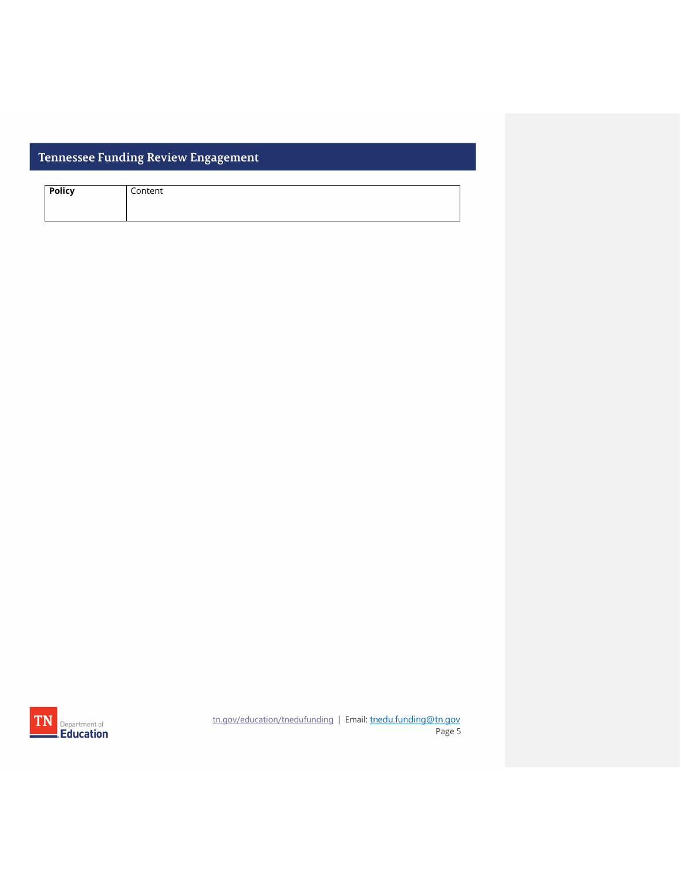## Tennessee Funding Review Engagement

| | |
|---|---|
| **Policy** | Content |